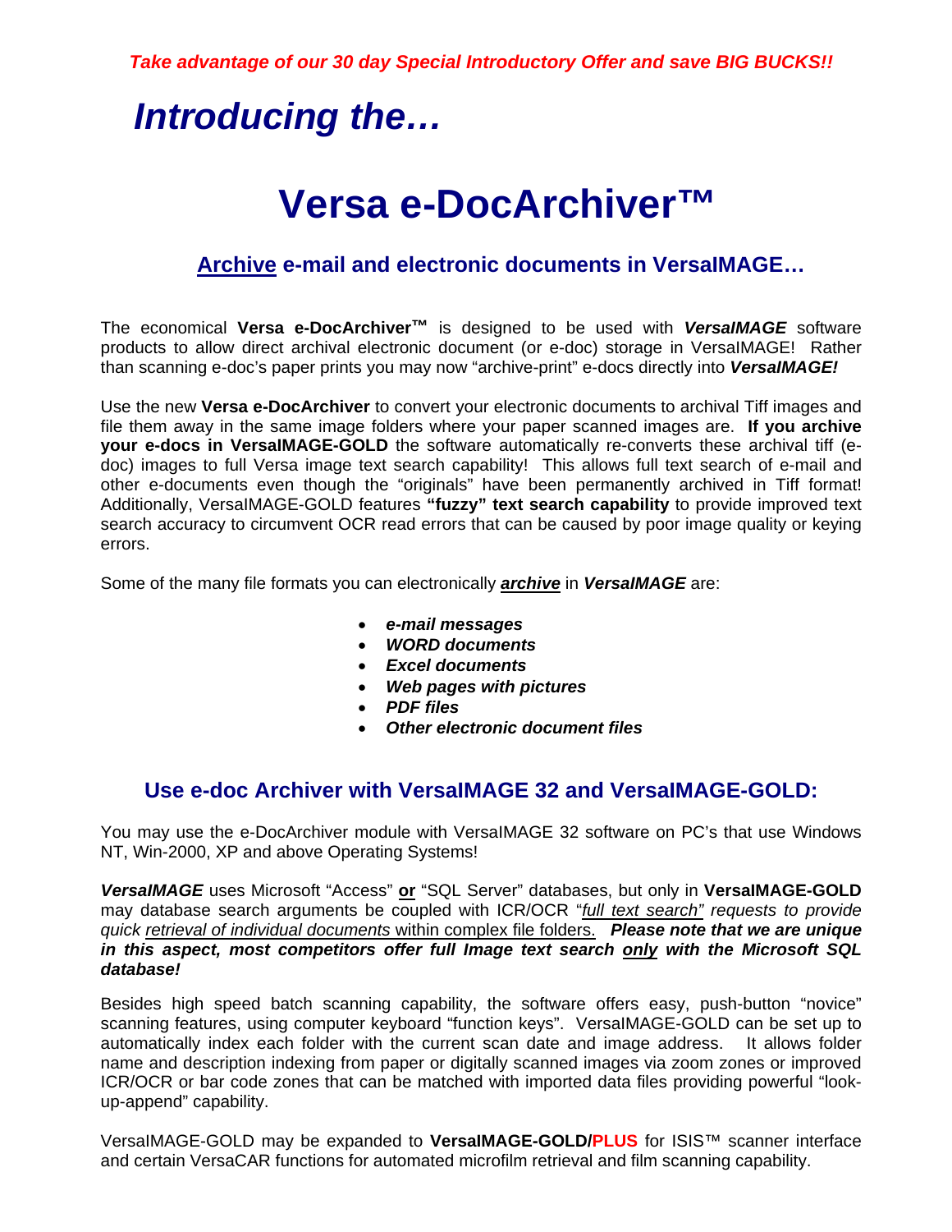*Take advantage of our 30 day Special Introductory Offer and save BIG BUCKS!!*

## *Introducing the…*

# Versa e-DocArchiver™

### Archive e-mail and electronic documents in VersaIMAGE…

The economical **Versa e-DocArchiver™** is designed to be used with ***VersaIMAGE*** software products to allow direct archival electronic document (or e-doc) storage in VersaIMAGE! Rather than scanning e-doc's paper prints you may now "archive-print" e-docs directly into ***VersaIMAGE!***

Use the new **Versa e-DocArchiver** to convert your electronic documents to archival Tiff images and file them away in the same image folders where your paper scanned images are. **If you archive your e-docs in VersaIMAGE-GOLD** the software automatically re-converts these archival tiff (e-doc) images to full Versa image text search capability! This allows full text search of e-mail and other e-documents even though the "originals" have been permanently archived in Tiff format! Additionally, VersaIMAGE-GOLD features **"fuzzy" text search capability** to provide improved text search accuracy to circumvent OCR read errors that can be caused by poor image quality or keying errors.

Some of the many file formats you can electronically ***archive*** in ***VersaIMAGE*** are:

- ***e-mail messages***
- ***WORD documents***
- ***Excel documents***
- ***Web pages with pictures***
- ***PDF files***
- ***Other electronic document files***

### Use e-doc Archiver with VersaIMAGE 32 and VersaIMAGE-GOLD:

You may use the e-DocArchiver module with VersaIMAGE 32 software on PC's that use Windows NT, Win-2000, XP and above Operating Systems!

***VersaIMAGE*** uses Microsoft "Access" **or** "SQL Server" databases, but only in **VersaIMAGE-GOLD** may database search arguments be coupled with ICR/OCR "*full text search" requests to provide quick retrieval of individual documents* within complex file folders. ***Please note that we are unique in this aspect, most competitors offer full Image text search only with the Microsoft SQL database!***

Besides high speed batch scanning capability, the software offers easy, push-button "novice" scanning features, using computer keyboard "function keys". VersaIMAGE-GOLD can be set up to automatically index each folder with the current scan date and image address. It allows folder name and description indexing from paper or digitally scanned images via zoom zones or improved ICR/OCR or bar code zones that can be matched with imported data files providing powerful "look-up-append" capability.

VersaIMAGE-GOLD may be expanded to **VersaIMAGE-GOLD/PLUS** for ISIS™ scanner interface and certain VersaCAR functions for automated microfilm retrieval and film scanning capability.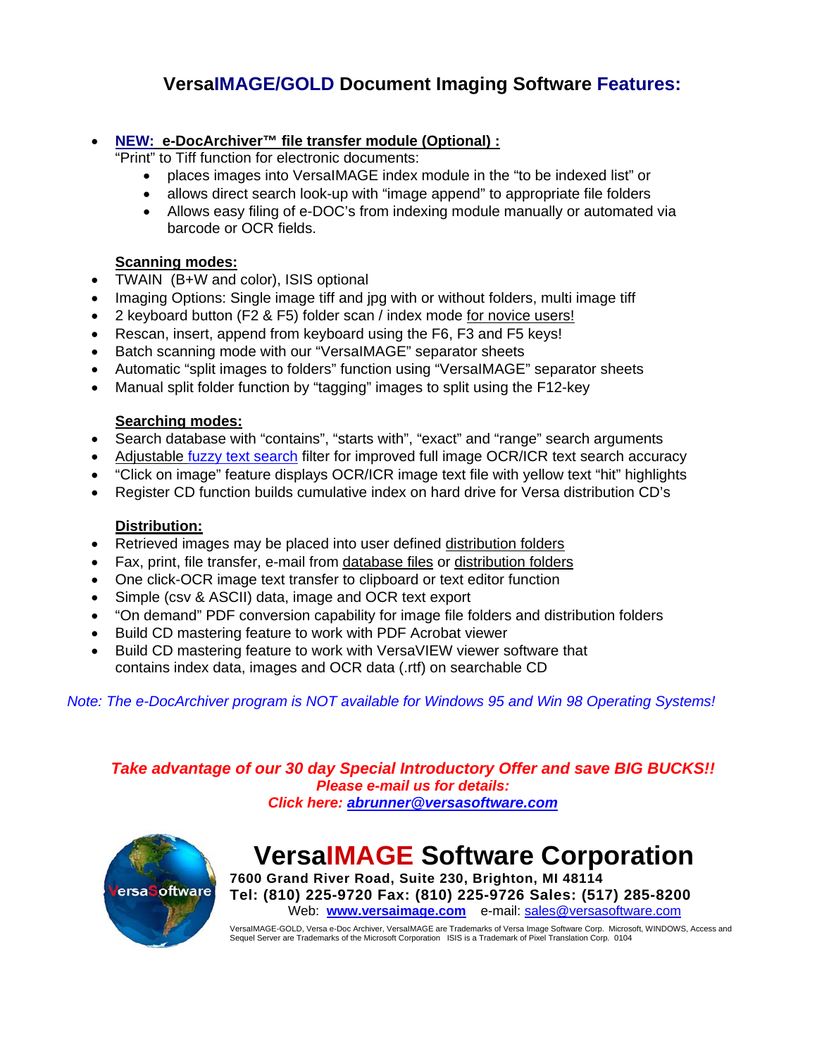# VersaIMAGE/GOLD Document Imaging Software Features:

- **NEW: e-DocArchiver™ file transfer module (Optional) :**
  "Print" to Tiff function for electronic documents:
  - places images into VersaIMAGE index module in the "to be indexed list" or
  - allows direct search look-up with "image append" to appropriate file folders
  - Allows easy filing of e-DOC's from indexing module manually or automated via barcode or OCR fields.

**Scanning modes:**

- TWAIN (B+W and color), ISIS optional
- Imaging Options: Single image tiff and jpg with or without folders, multi image tiff
- 2 keyboard button (F2 & F5) folder scan / index mode for novice users!
- Rescan, insert, append from keyboard using the F6, F3 and F5 keys!
- Batch scanning mode with our "VersaIMAGE" separator sheets
- Automatic "split images to folders" function using "VersaIMAGE" separator sheets
- Manual split folder function by "tagging" images to split using the F12-key

**Searching modes:**

- Search database with "contains", "starts with", "exact" and "range" search arguments
- Adjustable fuzzy text search filter for improved full image OCR/ICR text search accuracy
- "Click on image" feature displays OCR/ICR image text file with yellow text "hit" highlights
- Register CD function builds cumulative index on hard drive for Versa distribution CD's

**Distribution:**

- Retrieved images may be placed into user defined distribution folders
- Fax, print, file transfer, e-mail from database files or distribution folders
- One click-OCR image text transfer to clipboard or text editor function
- Simple (csv & ASCII) data, image and OCR text export
- "On demand" PDF conversion capability for image file folders and distribution folders
- Build CD mastering feature to work with PDF Acrobat viewer
- Build CD mastering feature to work with VersaVIEW viewer software that contains index data, images and OCR data (.rtf) on searchable CD

*Note: The e-DocArchiver program is NOT available for Windows 95 and Win 98 Operating Systems!*

***Take advantage of our 30 day Special Introductory Offer and save BIG BUCKS!!***
***Please e-mail us for details:***
***Click here: abrunner@versasoftware.com***

VersaSoftware

## VersaIMAGE Software Corporation

**7600 Grand River Road, Suite 230, Brighton, MI 48114**
**Tel: (810) 225-9720 Fax: (810) 225-9726 Sales: (517) 285-8200**
Web: **www.versaimage.com** e-mail: sales@versasoftware.com

VersaIMAGE-GOLD, Versa e-Doc Archiver, VersaIMAGE are Trademarks of Versa Image Software Corp. Microsoft, WINDOWS, Access and Sequel Server are Trademarks of the Microsoft Corporation ISIS is a Trademark of Pixel Translation Corp. 0104